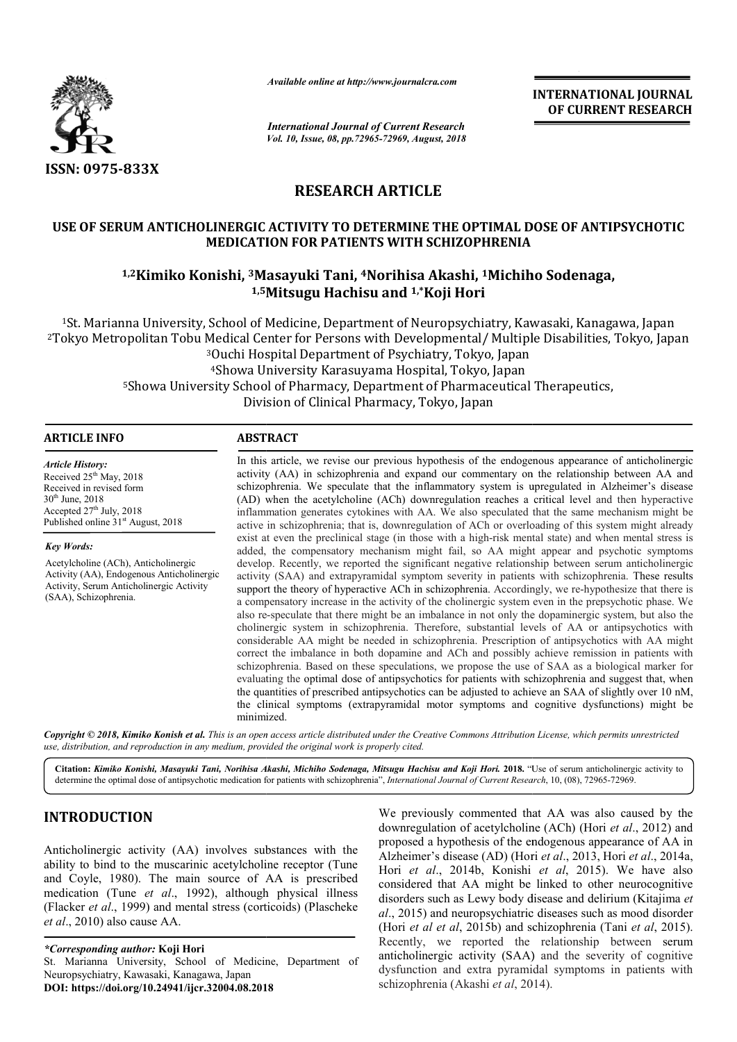*Available online at http://www.journalcra.com*

*International Journal of Current Research*
*Vol. 10, Issue, 08, pp.72965-72969, August, 2018*

**INTERNATIONAL JOURNAL OF CURRENT RESEARCH**

**ISSN: 0975-833X**

## RESEARCH ARTICLE

# USE OF SERUM ANTICHOLINERGIC ACTIVITY TO DETERMINE THE OPTIMAL DOSE OF ANTIPSYCHOTIC MEDICATION FOR PATIENTS WITH SCHIZOPHRENIA

**[1,2]Kimiko Konishi, [3]Masayuki Tani, [4]Norihisa Akashi, [1]Michiho Sodenaga, [1,5]Mitsugu Hachisu and [1,*]Koji Hori**

[1]St. Marianna University, School of Medicine, Department of Neuropsychiatry, Kawasaki, Kanagawa, Japan
[2]Tokyo Metropolitan Tobu Medical Center for Persons with Developmental/ Multiple Disabilities, Tokyo, Japan
[3]Ouchi Hospital Department of Psychiatry, Tokyo, Japan
[4]Showa University Karasuyama Hospital, Tokyo, Japan
[5]Showa University School of Pharmacy, Department of Pharmaceutical Therapeutics, Division of Clinical Pharmacy, Tokyo, Japan

### ARTICLE INFO

*Article History:*
Received 25th May, 2018
Received in revised form 30th June, 2018
Accepted 27th July, 2018
Published online 31st August, 2018

*Key Words:*
Acetylcholine (ACh), Anticholinergic Activity (AA), Endogenous Anticholinergic Activity, Serum Anticholinergic Activity (SAA), Schizophrenia.

### ABSTRACT

In this article, we revise our previous hypothesis of the endogenous appearance of anticholinergic activity (AA) in schizophrenia and expand our commentary on the relationship between AA and schizophrenia. We speculate that the inflammatory system is upregulated in Alzheimer's disease (AD) when the acetylcholine (ACh) downregulation reaches a critical level and then hyperactive inflammation generates cytokines with AA. We also speculated that the same mechanism might be active in schizophrenia; that is, downregulation of ACh or overloading of this system might already exist at even the preclinical stage (in those with a high-risk mental state) and when mental stress is added, the compensatory mechanism might fail, so AA might appear and psychotic symptoms develop. Recently, we reported the significant negative relationship between serum anticholinergic activity (SAA) and extrapyramidal symptom severity in patients with schizophrenia. These results support the theory of hyperactive ACh in schizophrenia. Accordingly, we re-hypothesize that there is a compensatory increase in the activity of the cholinergic system even in the prepsychotic phase. We also re-speculate that there might be an imbalance in not only the dopaminergic system, but also the cholinergic system in schizophrenia. Therefore, substantial levels of AA or antipsychotics with considerable AA might be needed in schizophrenia. Prescription of antipsychotics with AA might correct the imbalance in both dopamine and ACh and possibly achieve remission in patients with schizophrenia. Based on these speculations, we propose the use of SAA as a biological marker for evaluating the optimal dose of antipsychotics for patients with schizophrenia and suggest that, when the quantities of prescribed antipsychotics can be adjusted to achieve an SAA of slightly over 10 nM, the clinical symptoms (extrapyramidal motor symptoms and cognitive dysfunctions) might be minimized.

*Copyright © 2018, Kimiko Konish et al. This is an open access article distributed under the Creative Commons Attribution License, which permits unrestricted use, distribution, and reproduction in any medium, provided the original work is properly cited.*

**Citation:** *Kimiko Konishi, Masayuki Tani, Norihisa Akashi, Michiho Sodenaga, Mitsugu Hachisu and Koji Hori.* **2018.** "Use of serum anticholinergic activity to determine the optimal dose of antipsychotic medication for patients with schizophrenia", *International Journal of Current Research*, 10, (08), 72965-72969.

## INTRODUCTION

Anticholinergic activity (AA) involves substances with the ability to bind to the muscarinic acetylcholine receptor (Tune and Coyle, 1980). The main source of AA is prescribed medication (Tune *et al*., 1992), although physical illness (Flacker *et al*., 1999) and mental stress (corticoids) (Plascheke *et al*., 2010) also cause AA.

We previously commented that AA was also caused by the downregulation of acetylcholine (ACh) (Hori *et al*., 2012) and proposed a hypothesis of the endogenous appearance of AA in Alzheimer's disease (AD) (Hori *et al*., 2013, Hori *et al*., 2014a, Hori *et al*., 2014b, Konishi *et al*, 2015). We have also considered that AA might be linked to other neurocognitive disorders such as Lewy body disease and delirium (Kitajima *et al*., 2015) and neuropsychiatric diseases such as mood disorder (Hori *et al et al*, 2015b) and schizophrenia (Tani *et al*, 2015). Recently, we reported the relationship between serum anticholinergic activity (SAA) and the severity of cognitive dysfunction and extra pyramidal symptoms in patients with schizophrenia (Akashi *et al*, 2014).

*\*Corresponding author:* **Koji Hori**
St. Marianna University, School of Medicine, Department of Neuropsychiatry, Kawasaki, Kanagawa, Japan
**DOI: https://doi.org/10.24941/ijcr.32004.08.2018**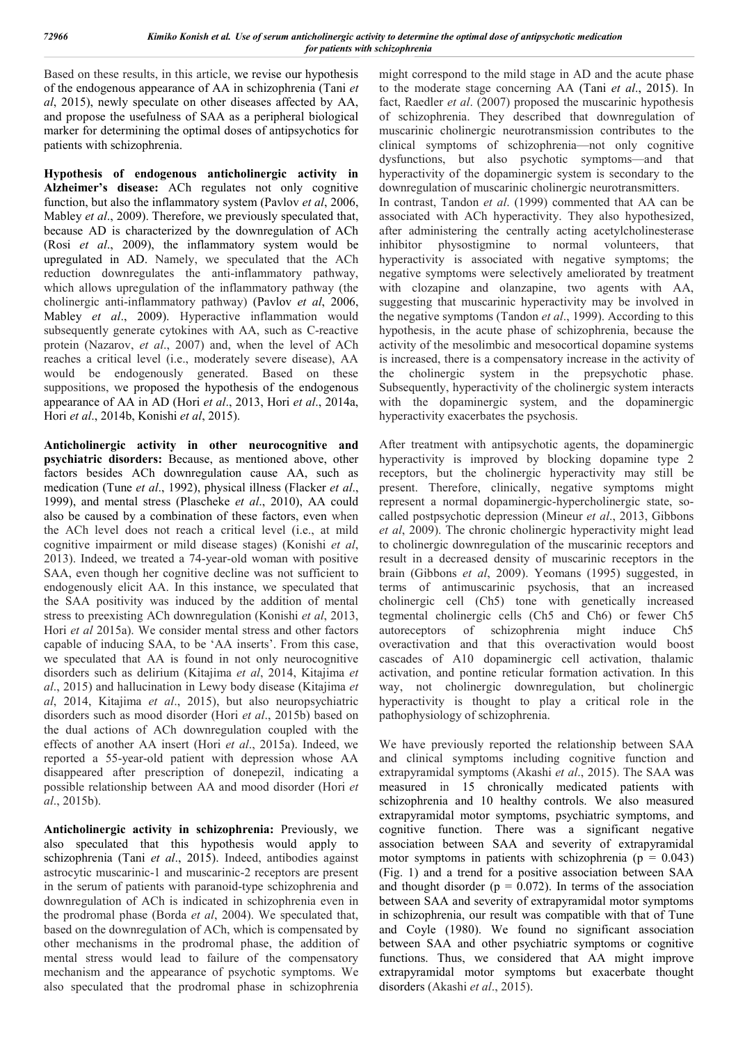Based on these results, in this article, we revise our hypothesis of the endogenous appearance of AA in schizophrenia (Tani *et al*, 2015), newly speculate on other diseases affected by AA, and propose the usefulness of SAA as a peripheral biological marker for determining the optimal doses of antipsychotics for patients with schizophrenia.

**Hypothesis of endogenous anticholinergic activity in Alzheimer's disease:** ACh regulates not only cognitive function, but also the inflammatory system (Pavlov *et al*, 2006, Mabley *et al*., 2009). Therefore, we previously speculated that, because AD is characterized by the downregulation of ACh (Rosi *et al*., 2009), the inflammatory system would be upregulated in AD. Namely, we speculated that the ACh reduction downregulates the anti-inflammatory pathway, which allows upregulation of the inflammatory pathway (the cholinergic anti-inflammatory pathway) (Pavlov *et al*, 2006, Mabley *et al*., 2009). Hyperactive inflammation would subsequently generate cytokines with AA, such as C-reactive protein (Nazarov, *et al*., 2007) and, when the level of ACh reaches a critical level (i.e., moderately severe disease), AA would be endogenously generated. Based on these suppositions, we proposed the hypothesis of the endogenous appearance of AA in AD (Hori *et al*., 2013, Hori *et al*., 2014a, Hori *et al*., 2014b, Konishi *et al*, 2015).

**Anticholinergic activity in other neurocognitive and psychiatric disorders:** Because, as mentioned above, other factors besides ACh downregulation cause AA, such as medication (Tune *et al*., 1992), physical illness (Flacker *et al*., 1999), and mental stress (Plascheke *et al*., 2010), AA could also be caused by a combination of these factors, even when the ACh level does not reach a critical level (i.e., at mild cognitive impairment or mild disease stages) (Konishi *et al*, 2013). Indeed, we treated a 74-year-old woman with positive SAA, even though her cognitive decline was not sufficient to endogenously elicit AA. In this instance, we speculated that the SAA positivity was induced by the addition of mental stress to preexisting ACh downregulation (Konishi *et al*, 2013, Hori *et al* 2015a). We consider mental stress and other factors capable of inducing SAA, to be 'AA inserts'. From this case, we speculated that AA is found in not only neurocognitive disorders such as delirium (Kitajima *et al*, 2014, Kitajima *et al*., 2015) and hallucination in Lewy body disease (Kitajima *et al*, 2014, Kitajima *et al*., 2015), but also neuropsychiatric disorders such as mood disorder (Hori *et al*., 2015b) based on the dual actions of ACh downregulation coupled with the effects of another AA insert (Hori *et al*., 2015a). Indeed, we reported a 55-year-old patient with depression whose AA disappeared after prescription of donepezil, indicating a possible relationship between AA and mood disorder (Hori *et al*., 2015b).

**Anticholinergic activity in schizophrenia:** Previously, we also speculated that this hypothesis would apply to schizophrenia (Tani *et al*., 2015). Indeed, antibodies against astrocytic muscarinic-1 and muscarinic-2 receptors are present in the serum of patients with paranoid-type schizophrenia and downregulation of ACh is indicated in schizophrenia even in the prodromal phase (Borda *et al*, 2004). We speculated that, based on the downregulation of ACh, which is compensated by other mechanisms in the prodromal phase, the addition of mental stress would lead to failure of the compensatory mechanism and the appearance of psychotic symptoms. We also speculated that the prodromal phase in schizophrenia might correspond to the mild stage in AD and the acute phase to the moderate stage concerning AA (Tani *et al*., 2015). In fact, Raedler *et al*. (2007) proposed the muscarinic hypothesis of schizophrenia. They described that downregulation of muscarinic cholinergic neurotransmission contributes to the clinical symptoms of schizophrenia—not only cognitive dysfunctions, but also psychotic symptoms—and that hyperactivity of the dopaminergic system is secondary to the downregulation of muscarinic cholinergic neurotransmitters.

In contrast, Tandon *et al*. (1999) commented that AA can be associated with ACh hyperactivity. They also hypothesized, after administering the centrally acting acetylcholinesterase inhibitor physostigmine to normal volunteers, that hyperactivity is associated with negative symptoms; the negative symptoms were selectively ameliorated by treatment with clozapine and olanzapine, two agents with AA, suggesting that muscarinic hyperactivity may be involved in the negative symptoms (Tandon *et al*., 1999). According to this hypothesis, in the acute phase of schizophrenia, because the activity of the mesolimbic and mesocortical dopamine systems is increased, there is a compensatory increase in the activity of the cholinergic system in the prepsychotic phase. Subsequently, hyperactivity of the cholinergic system interacts with the dopaminergic system, and the dopaminergic hyperactivity exacerbates the psychosis.

After treatment with antipsychotic agents, the dopaminergic hyperactivity is improved by blocking dopamine type 2 receptors, but the cholinergic hyperactivity may still be present. Therefore, clinically, negative symptoms might represent a normal dopaminergic-hypercholinergic state, so-called postpsychotic depression (Mineur *et al*., 2013, Gibbons *et al*, 2009). The chronic cholinergic hyperactivity might lead to cholinergic downregulation of the muscarinic receptors and result in a decreased density of muscarinic receptors in the brain (Gibbons *et al*, 2009). Yeomans (1995) suggested, in terms of antimuscarinic psychosis, that an increased cholinergic cell (Ch5) tone with genetically increased tegmental cholinergic cells (Ch5 and Ch6) or fewer Ch5 autoreceptors of schizophrenia might induce Ch5 overactivation and that this overactivation would boost cascades of A10 dopaminergic cell activation, thalamic activation, and pontine reticular formation activation. In this way, not cholinergic downregulation, but cholinergic hyperactivity is thought to play a critical role in the pathophysiology of schizophrenia.

We have previously reported the relationship between SAA and clinical symptoms including cognitive function and extrapyramidal symptoms (Akashi *et al*., 2015). The SAA was measured in 15 chronically medicated patients with schizophrenia and 10 healthy controls. We also measured extrapyramidal motor symptoms, psychiatric symptoms, and cognitive function. There was a significant negative association between SAA and severity of extrapyramidal motor symptoms in patients with schizophrenia ($p = 0.043$) (Fig. 1) and a trend for a positive association between SAA and thought disorder ($p = 0.072$). In terms of the association between SAA and severity of extrapyramidal motor symptoms in schizophrenia, our result was compatible with that of Tune and Coyle (1980). We found no significant association between SAA and other psychiatric symptoms or cognitive functions. Thus, we considered that AA might improve extrapyramidal motor symptoms but exacerbate thought disorders (Akashi *et al*., 2015).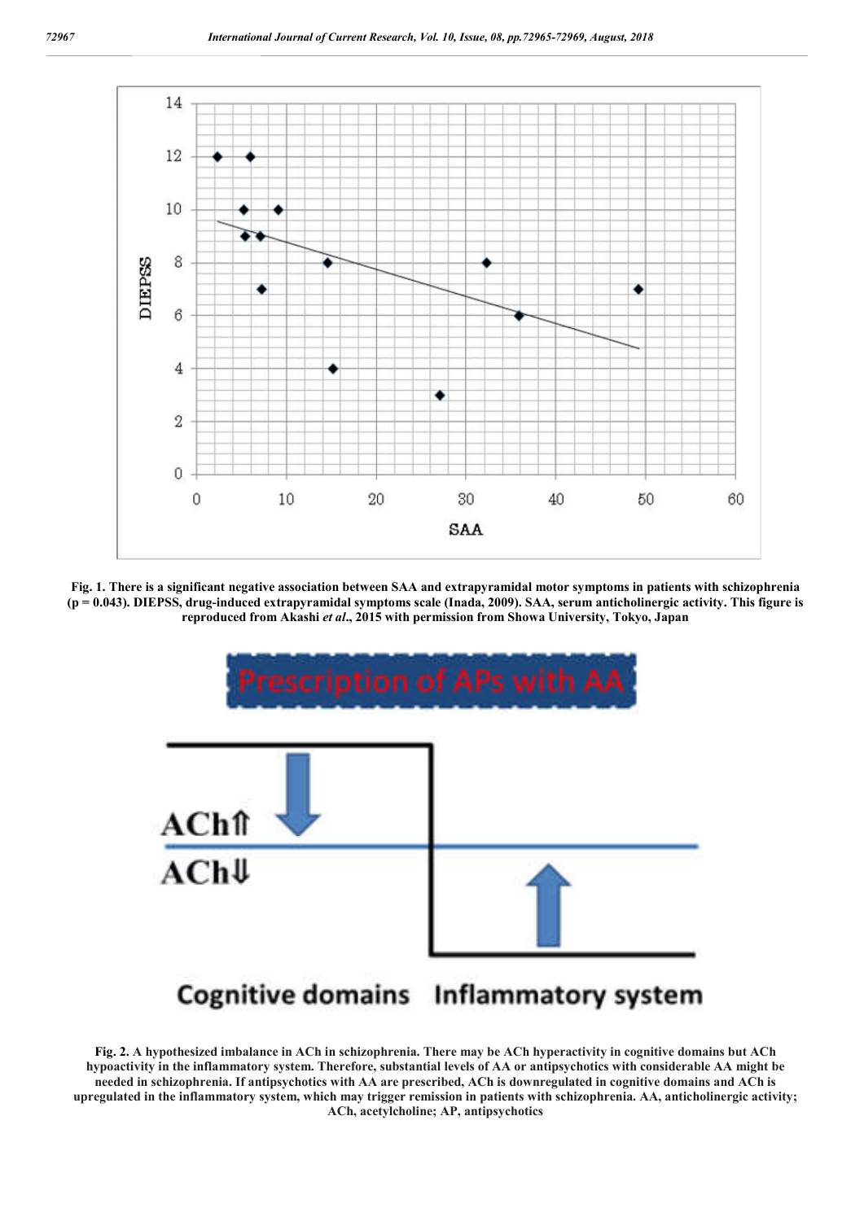14
12
10
8
6
4
2
0
DIEPSS
0
10
20
30
40
50
60
SAA

**Fig. 1. There is a significant negative association between SAA and extrapyramidal motor symptoms in patients with schizophrenia ($p = 0.043$). DIEPSS, drug-induced extrapyramidal symptoms scale (Inada, 2009). SAA, serum anticholinergic activity. This figure is reproduced from Akashi *et al*., 2015 with permission from Showa University, Tokyo, Japan**

Prescription of APs with AA
ACh⇑
ACh⇓
Cognitive domains
Inflammatory system

**Fig. 2. A hypothesized imbalance in ACh in schizophrenia. There may be ACh hyperactivity in cognitive domains but ACh hypoactivity in the inflammatory system. Therefore, substantial levels of AA or antipsychotics with considerable AA might be needed in schizophrenia. If antipsychotics with AA are prescribed, ACh is downregulated in cognitive domains and ACh is upregulated in the inflammatory system, which may trigger remission in patients with schizophrenia. AA, anticholinergic activity; ACh, acetylcholine; AP, antipsychotics**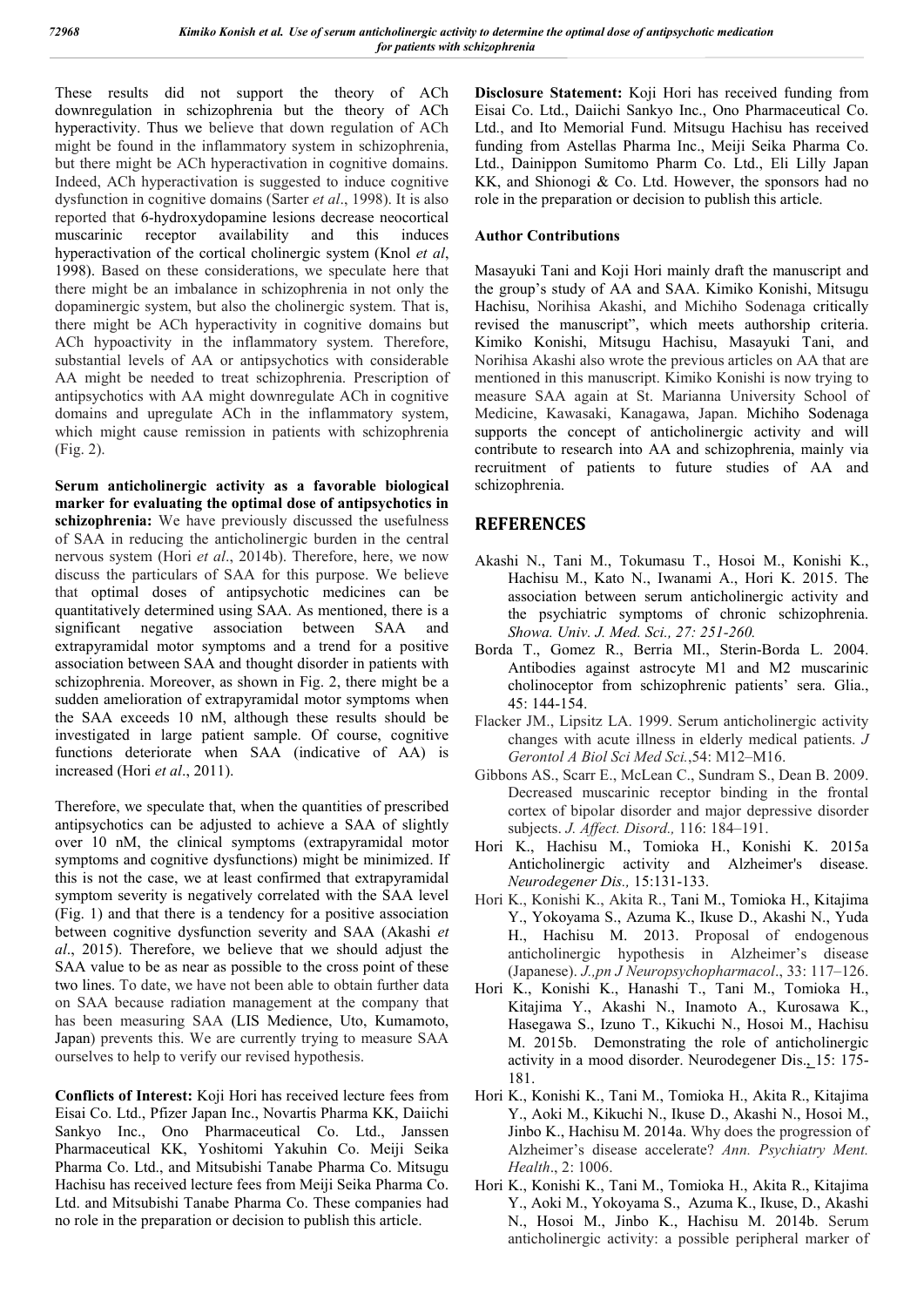These results did not support the theory of ACh downregulation in schizophrenia but the theory of ACh hyperactivity. Thus we believe that down regulation of ACh might be found in the inflammatory system in schizophrenia, but there might be ACh hyperactivation in cognitive domains. Indeed, ACh hyperactivation is suggested to induce cognitive dysfunction in cognitive domains (Sarter *et al*., 1998). It is also reported that 6-hydroxydopamine lesions decrease neocortical muscarinic receptor availability and this induces hyperactivation of the cortical cholinergic system (Knol *et al*, 1998). Based on these considerations, we speculate here that there might be an imbalance in schizophrenia in not only the dopaminergic system, but also the cholinergic system. That is, there might be ACh hyperactivity in cognitive domains but ACh hypoactivity in the inflammatory system. Therefore, substantial levels of AA or antipsychotics with considerable AA might be needed to treat schizophrenia. Prescription of antipsychotics with AA might downregulate ACh in cognitive domains and upregulate ACh in the inflammatory system, which might cause remission in patients with schizophrenia (Fig. 2).

**Serum anticholinergic activity as a favorable biological marker for evaluating the optimal dose of antipsychotics in schizophrenia:** We have previously discussed the usefulness of SAA in reducing the anticholinergic burden in the central nervous system (Hori *et al*., 2014b). Therefore, here, we now discuss the particulars of SAA for this purpose. We believe that optimal doses of antipsychotic medicines can be quantitatively determined using SAA. As mentioned, there is a significant negative association between SAA and extrapyramidal motor symptoms and a trend for a positive association between SAA and thought disorder in patients with schizophrenia. Moreover, as shown in Fig. 2, there might be a sudden amelioration of extrapyramidal motor symptoms when the SAA exceeds 10 nM, although these results should be investigated in large patient sample. Of course, cognitive functions deteriorate when SAA (indicative of AA) is increased (Hori *et al*., 2011).

Therefore, we speculate that, when the quantities of prescribed antipsychotics can be adjusted to achieve a SAA of slightly over 10 nM, the clinical symptoms (extrapyramidal motor symptoms and cognitive dysfunctions) might be minimized. If this is not the case, we at least confirmed that extrapyramidal symptom severity is negatively correlated with the SAA level (Fig. 1) and that there is a tendency for a positive association between cognitive dysfunction severity and SAA (Akashi *et al*., 2015). Therefore, we believe that we should adjust the SAA value to be as near as possible to the cross point of these two lines. To date, we have not been able to obtain further data on SAA because radiation management at the company that has been measuring SAA (LIS Medience, Uto, Kumamoto, Japan) prevents this. We are currently trying to measure SAA ourselves to help to verify our revised hypothesis.

**Conflicts of Interest:** Koji Hori has received lecture fees from Eisai Co. Ltd., Pfizer Japan Inc., Novartis Pharma KK, Daiichi Sankyo Inc., Ono Pharmaceutical Co. Ltd., Janssen Pharmaceutical KK, Yoshitomi Yakuhin Co. Meiji Seika Pharma Co. Ltd., and Mitsubishi Tanabe Pharma Co. Mitsugu Hachisu has received lecture fees from Meiji Seika Pharma Co. Ltd. and Mitsubishi Tanabe Pharma Co. These companies had no role in the preparation or decision to publish this article.

**Disclosure Statement:** Koji Hori has received funding from Eisai Co. Ltd., Daiichi Sankyo Inc., Ono Pharmaceutical Co. Ltd., and Ito Memorial Fund. Mitsugu Hachisu has received funding from Astellas Pharma Inc., Meiji Seika Pharma Co. Ltd., Dainippon Sumitomo Pharm Co. Ltd., Eli Lilly Japan KK, and Shionogi & Co. Ltd. However, the sponsors had no role in the preparation or decision to publish this article.

**Author Contributions**

Masayuki Tani and Koji Hori mainly draft the manuscript and the group's study of AA and SAA. Kimiko Konishi, Mitsugu Hachisu, Norihisa Akashi, and Michiho Sodenaga critically revised the manuscript", which meets authorship criteria. Kimiko Konishi, Mitsugu Hachisu, Masayuki Tani, and Norihisa Akashi also wrote the previous articles on AA that are mentioned in this manuscript. Kimiko Konishi is now trying to measure SAA again at St. Marianna University School of Medicine, Kawasaki, Kanagawa, Japan. Michiho Sodenaga supports the concept of anticholinergic activity and will contribute to research into AA and schizophrenia, mainly via recruitment of patients to future studies of AA and schizophrenia.

## REFERENCES

Akashi N., Tani M., Tokumasu T., Hosoi M., Konishi K., Hachisu M., Kato N., Iwanami A., Hori K. 2015. The association between serum anticholinergic activity and the psychiatric symptoms of chronic schizophrenia. *Showa. Univ. J. Med. Sci., 27: 251-260.*

Borda T., Gomez R., Berria MI., Sterin-Borda L. 2004. Antibodies against astrocyte M1 and M2 muscarinic cholinoceptor from schizophrenic patients' sera. Glia., 45: 144-154.

Flacker JM., Lipsitz LA. 1999. Serum anticholinergic activity changes with acute illness in elderly medical patients. *J Gerontol A Biol Sci Med Sci*.,54: M12–M16.

Gibbons AS., Scarr E., McLean C., Sundram S., Dean B. 2009. Decreased muscarinic receptor binding in the frontal cortex of bipolar disorder and major depressive disorder subjects. *J. Affect. Disord.,* 116: 184–191.

Hori K., Hachisu M., Tomioka H., Konishi K. 2015a Anticholinergic activity and Alzheimer's disease. *Neurodegener Dis.,* 15:131-133.

Hori K., Konishi K., Akita R., Tani M., Tomioka H., Kitajima Y., Yokoyama S., Azuma K., Ikuse D., Akashi N., Yuda H., Hachisu M. 2013. Proposal of endogenous anticholinergic hypothesis in Alzheimer's disease (Japanese). *J.,pn J Neuropsychopharmacol*., 33: 117–126.

Hori K., Konishi K., Hanashi T., Tani M., Tomioka H., Kitajima Y., Akashi N., Inamoto A., Kurosawa K., Hasegawa S., Izuno T., Kikuchi N., Hosoi M., Hachisu M. 2015b. Demonstrating the role of anticholinergic activity in a mood disorder. Neurodegener Dis., 15: 175-181.

Hori K., Konishi K., Tani M., Tomioka H., Akita R., Kitajima Y., Aoki M., Kikuchi N., Ikuse D., Akashi N., Hosoi M., Jinbo K., Hachisu M. 2014a. Why does the progression of Alzheimer's disease accelerate? *Ann. Psychiatry Ment. Health*., 2: 1006.

Hori K., Konishi K., Tani M., Tomioka H., Akita R., Kitajima Y., Aoki M., Yokoyama S., Azuma K., Ikuse, D., Akashi N., Hosoi M., Jinbo K., Hachisu M. 2014b. Serum anticholinergic activity: a possible peripheral marker of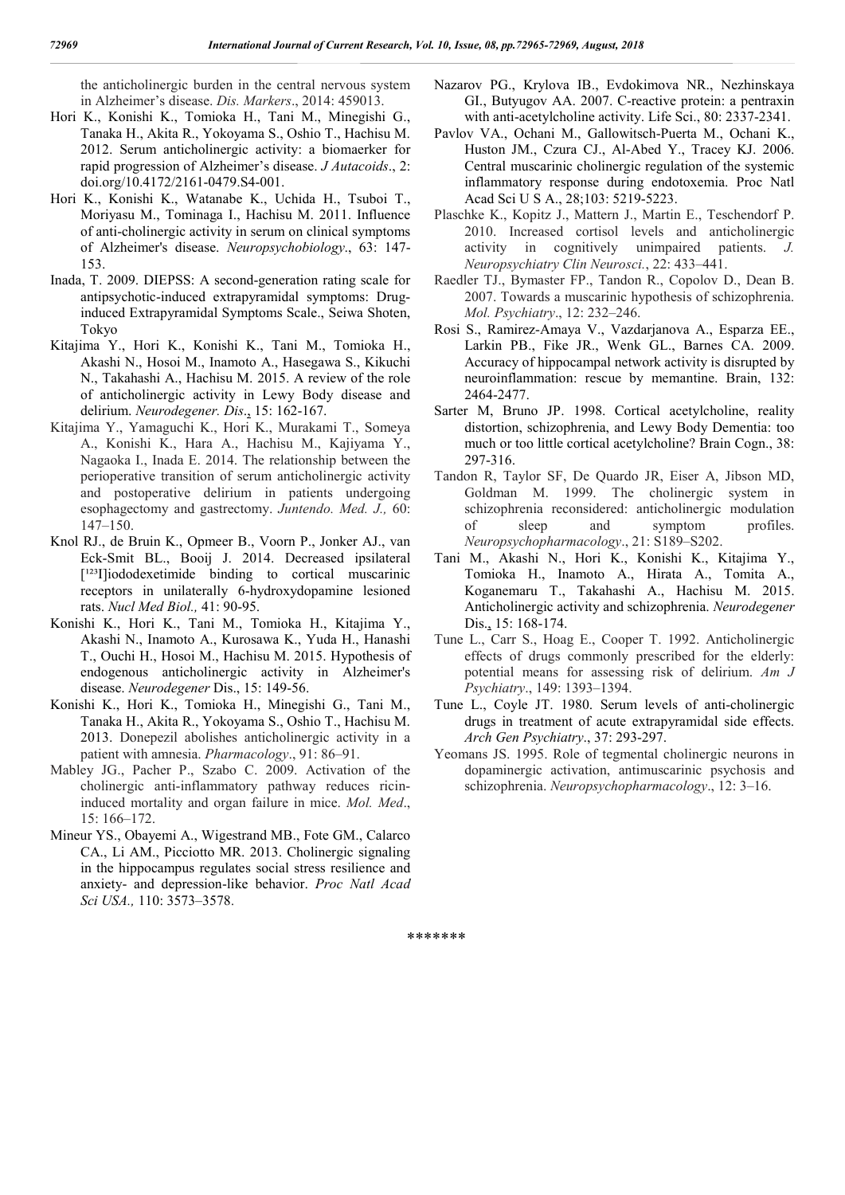the anticholinergic burden in the central nervous system in Alzheimer's disease. *Dis. Markers*., 2014: 459013.

Hori K., Konishi K., Tomioka H., Tani M., Minegishi G., Tanaka H., Akita R., Yokoyama S., Oshio T., Hachisu M. 2012. Serum anticholinergic activity: a biomaerker for rapid progression of Alzheimer's disease. *J Autacoids*., 2: doi.org/10.4172/2161-0479.S4-001.

Hori K., Konishi K., Watanabe K., Uchida H., Tsuboi T., Moriyasu M., Tominaga I., Hachisu M. 2011. Influence of anti-cholinergic activity in serum on clinical symptoms of Alzheimer's disease. *Neuropsychobiology*., 63: 147-153.

Inada, T. 2009. DIEPSS: A second-generation rating scale for antipsychotic-induced extrapyramidal symptoms: Drug-induced Extrapyramidal Symptoms Scale., Seiwa Shoten, Tokyo

Kitajima Y., Hori K., Konishi K., Tani M., Tomioka H., Akashi N., Hosoi M., Inamoto A., Hasegawa S., Kikuchi N., Takahashi A., Hachisu M. 2015. A review of the role of anticholinergic activity in Lewy Body disease and delirium. *Neurodegener. Dis*., 15: 162-167.

Kitajima Y., Yamaguchi K., Hori K., Murakami T., Someya A., Konishi K., Hara A., Hachisu M., Kajiyama Y., Nagaoka I., Inada E. 2014. The relationship between the perioperative transition of serum anticholinergic activity and postoperative delirium in patients undergoing esophagectomy and gastrectomy. *Juntendo. Med. J.,* 60: 147–150.

Knol RJ., de Bruin K., Opmeer B., Voorn P., Jonker AJ., van Eck-Smit BL., Booij J. 2014. Decreased ipsilateral [$^{123}$I]iododexetimide binding to cortical muscarinic receptors in unilaterally 6-hydroxydopamine lesioned rats. *Nucl Med Biol.,* 41: 90-95.

Konishi K., Hori K., Tani M., Tomioka H., Kitajima Y., Akashi N., Inamoto A., Kurosawa K., Yuda H., Hanashi T., Ouchi H., Hosoi M., Hachisu M. 2015. Hypothesis of endogenous anticholinergic activity in Alzheimer's disease. *Neurodegener* Dis., 15: 149-56.

Konishi K., Hori K., Tomioka H., Minegishi G., Tani M., Tanaka H., Akita R., Yokoyama S., Oshio T., Hachisu M. 2013. Donepezil abolishes anticholinergic activity in a patient with amnesia. *Pharmacology*., 91: 86–91.

Mabley JG., Pacher P., Szabo C. 2009. Activation of the cholinergic anti-inflammatory pathway reduces ricin-induced mortality and organ failure in mice. *Mol. Med*., 15: 166–172.

Mineur YS., Obayemi A., Wigestrand MB., Fote GM., Calarco CA., Li AM., Picciotto MR. 2013. Cholinergic signaling in the hippocampus regulates social stress resilience and anxiety- and depression-like behavior. *Proc Natl Acad Sci USA.,* 110: 3573–3578.

Nazarov PG., Krylova IB., Evdokimova NR., Nezhinskaya GI., Butyugov AA. 2007. C-reactive protein: a pentraxin with anti-acetylcholine activity. Life Sci., 80: 2337-2341.

Pavlov VA., Ochani M., Gallowitsch-Puerta M., Ochani K., Huston JM., Czura CJ., Al-Abed Y., Tracey KJ. 2006. Central muscarinic cholinergic regulation of the systemic inflammatory response during endotoxemia. Proc Natl Acad Sci U S A., 28;103: 5219-5223.

Plaschke K., Kopitz J., Mattern J., Martin E., Teschendorf P. 2010. Increased cortisol levels and anticholinergic activity in cognitively unimpaired patients. *J. Neuropsychiatry Clin Neurosci.*, 22: 433–441.

Raedler TJ., Bymaster FP., Tandon R., Copolov D., Dean B. 2007. Towards a muscarinic hypothesis of schizophrenia. *Mol. Psychiatry*., 12: 232–246.

Rosi S., Ramirez-Amaya V., Vazdarjanova A., Esparza EE., Larkin PB., Fike JR., Wenk GL., Barnes CA. 2009. Accuracy of hippocampal network activity is disrupted by neuroinflammation: rescue by memantine. Brain, 132: 2464-2477.

Sarter M, Bruno JP. 1998. Cortical acetylcholine, reality distortion, schizophrenia, and Lewy Body Dementia: too much or too little cortical acetylcholine? Brain Cogn., 38: 297-316.

Tandon R, Taylor SF, De Quardo JR, Eiser A, Jibson MD, Goldman M. 1999. The cholinergic system in schizophrenia reconsidered: anticholinergic modulation of sleep and symptom profiles. *Neuropsychopharmacology*., 21: S189–S202.

Tani M., Akashi N., Hori K., Konishi K., Kitajima Y., Tomioka H., Inamoto A., Hirata A., Tomita A., Koganemaru T., Takahashi A., Hachisu M. 2015. Anticholinergic activity and schizophrenia. *Neurodegener* Dis., 15: 168-174.

Tune L., Carr S., Hoag E., Cooper T. 1992. Anticholinergic effects of drugs commonly prescribed for the elderly: potential means for assessing risk of delirium. *Am J Psychiatry*., 149: 1393–1394.

Tune L., Coyle JT. 1980. Serum levels of anti-cholinergic drugs in treatment of acute extrapyramidal side effects. *Arch Gen Psychiatry*., 37: 293-297.

Yeomans JS. 1995. Role of tegmental cholinergic neurons in dopaminergic activation, antimuscarinic psychosis and schizophrenia. *Neuropsychopharmacology*., 12: 3–16.

\*\*\*\*\*\*\*